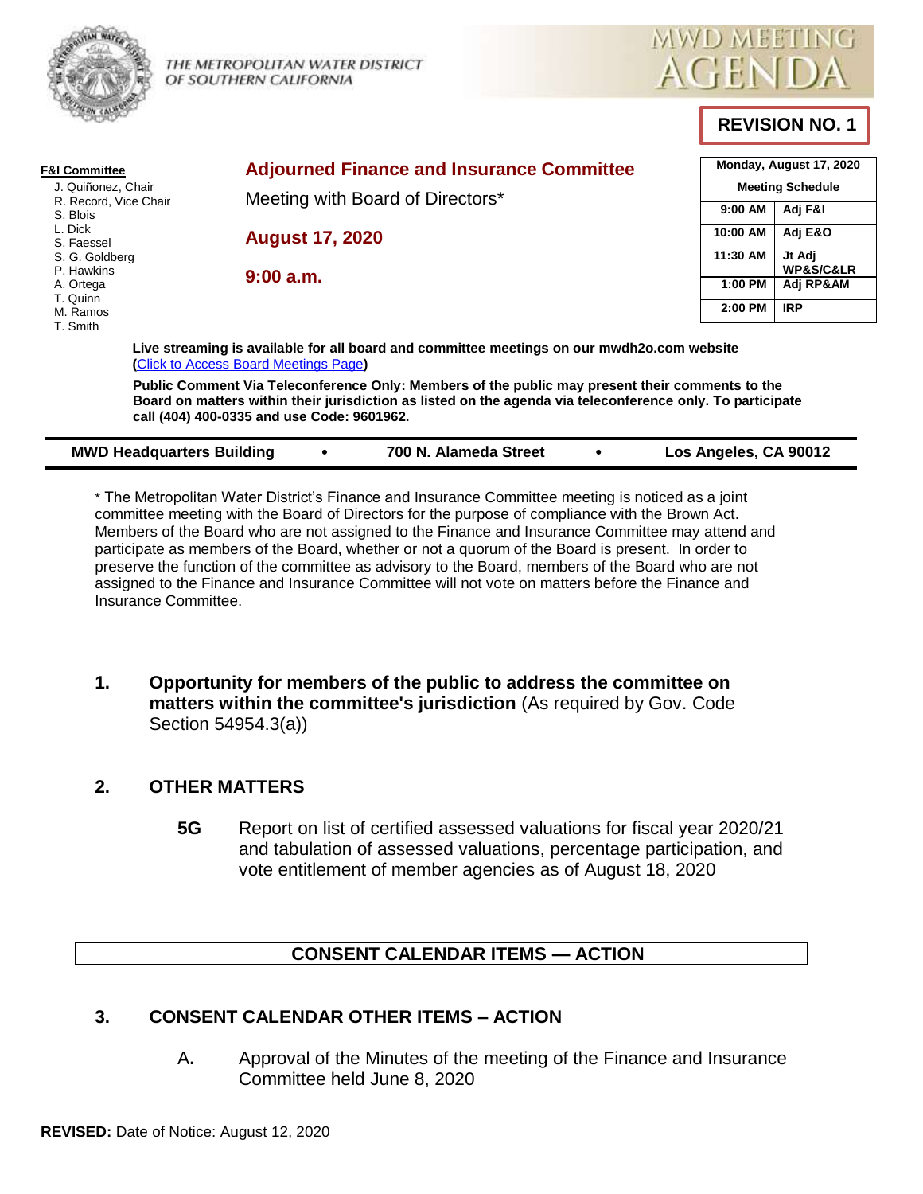THE METROPOLITAN WATER DISTRICT OF SOUTHERN CALIFORNIA

MWD MEETING AGENDA

**REVISION NO. 1**

**F&I Committee**

J. Quiñonez, Chair
R. Record, Vice Chair
S. Blois
L. Dick
S. Faessel
S. G. Goldberg
P. Hawkins
A. Ortega
T. Quinn
M. Ramos
T. Smith

## Adjourned Finance and Insurance Committee

Meeting with Board of Directors*

**August 17, 2020**

**9:00 a.m.**

| Monday, August 17, 2020 | |
|---|---|
| **Meeting Schedule** | |
| 9:00 AM | Adj F&I |
| 10:00 AM | Adj E&O |
| 11:30 AM | Jt Adj WP&S/C&LR |
| 1:00 PM | Adj RP&AM |
| 2:00 PM | IRP |

**Live streaming is available for all board and committee meetings on our mwdh2o.com website (Click to Access Board Meetings Page)**

**Public Comment Via Teleconference Only: Members of the public may present their comments to the Board on matters within their jurisdiction as listed on the agenda via teleconference only. To participate call (404) 400-0335 and use Code: 9601962.**

**MWD Headquarters Building • 700 N. Alameda Street • Los Angeles, CA 90012**

* The Metropolitan Water District's Finance and Insurance Committee meeting is noticed as a joint committee meeting with the Board of Directors for the purpose of compliance with the Brown Act. Members of the Board who are not assigned to the Finance and Insurance Committee may attend and participate as members of the Board, whether or not a quorum of the Board is present. In order to preserve the function of the committee as advisory to the Board, members of the Board who are not assigned to the Finance and Insurance Committee will not vote on matters before the Finance and Insurance Committee.

**1. Opportunity for members of the public to address the committee on matters within the committee's jurisdiction** (As required by Gov. Code Section 54954.3(a))

**2. OTHER MATTERS**

**5G** Report on list of certified assessed valuations for fiscal year 2020/21 and tabulation of assessed valuations, percentage participation, and vote entitlement of member agencies as of August 18, 2020

## CONSENT CALENDAR ITEMS — ACTION

**3. CONSENT CALENDAR OTHER ITEMS – ACTION**

A**.** Approval of the Minutes of the meeting of the Finance and Insurance Committee held June 8, 2020

**REVISED:** Date of Notice: August 12, 2020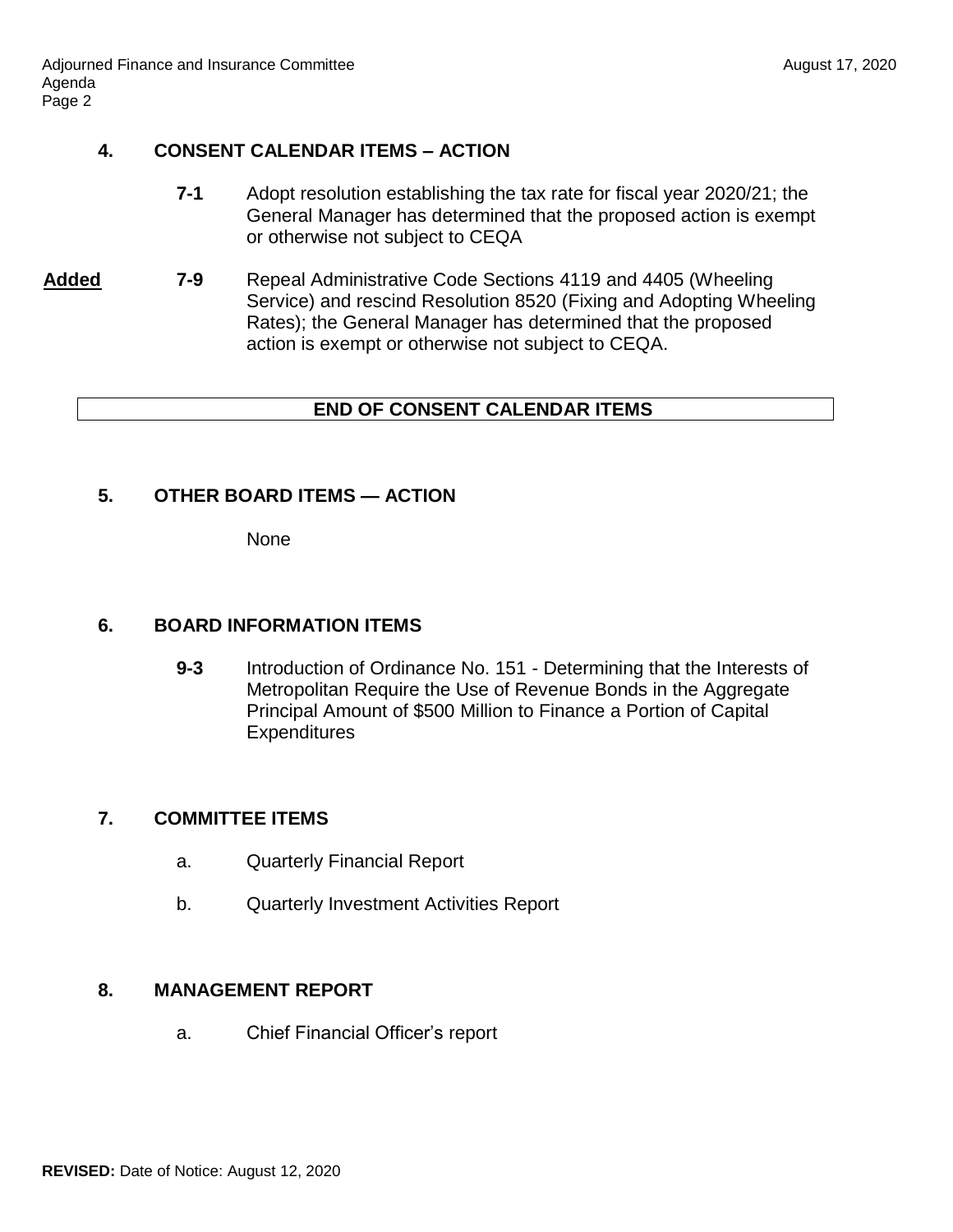## 4. CONSENT CALENDAR ITEMS – ACTION

**7-1** Adopt resolution establishing the tax rate for fiscal year 2020/21; the General Manager has determined that the proposed action is exempt or otherwise not subject to CEQA

**Added** **7-9** Repeal Administrative Code Sections 4119 and 4405 (Wheeling Service) and rescind Resolution 8520 (Fixing and Adopting Wheeling Rates); the General Manager has determined that the proposed action is exempt or otherwise not subject to CEQA.

**END OF CONSENT CALENDAR ITEMS**

## 5. OTHER BOARD ITEMS — ACTION

None

## 6. BOARD INFORMATION ITEMS

**9-3** Introduction of Ordinance No. 151 - Determining that the Interests of Metropolitan Require the Use of Revenue Bonds in the Aggregate Principal Amount of $500 Million to Finance a Portion of Capital Expenditures

## 7. COMMITTEE ITEMS

a. Quarterly Financial Report

b. Quarterly Investment Activities Report

## 8. MANAGEMENT REPORT

a. Chief Financial Officer's report

**REVISED:** Date of Notice: August 12, 2020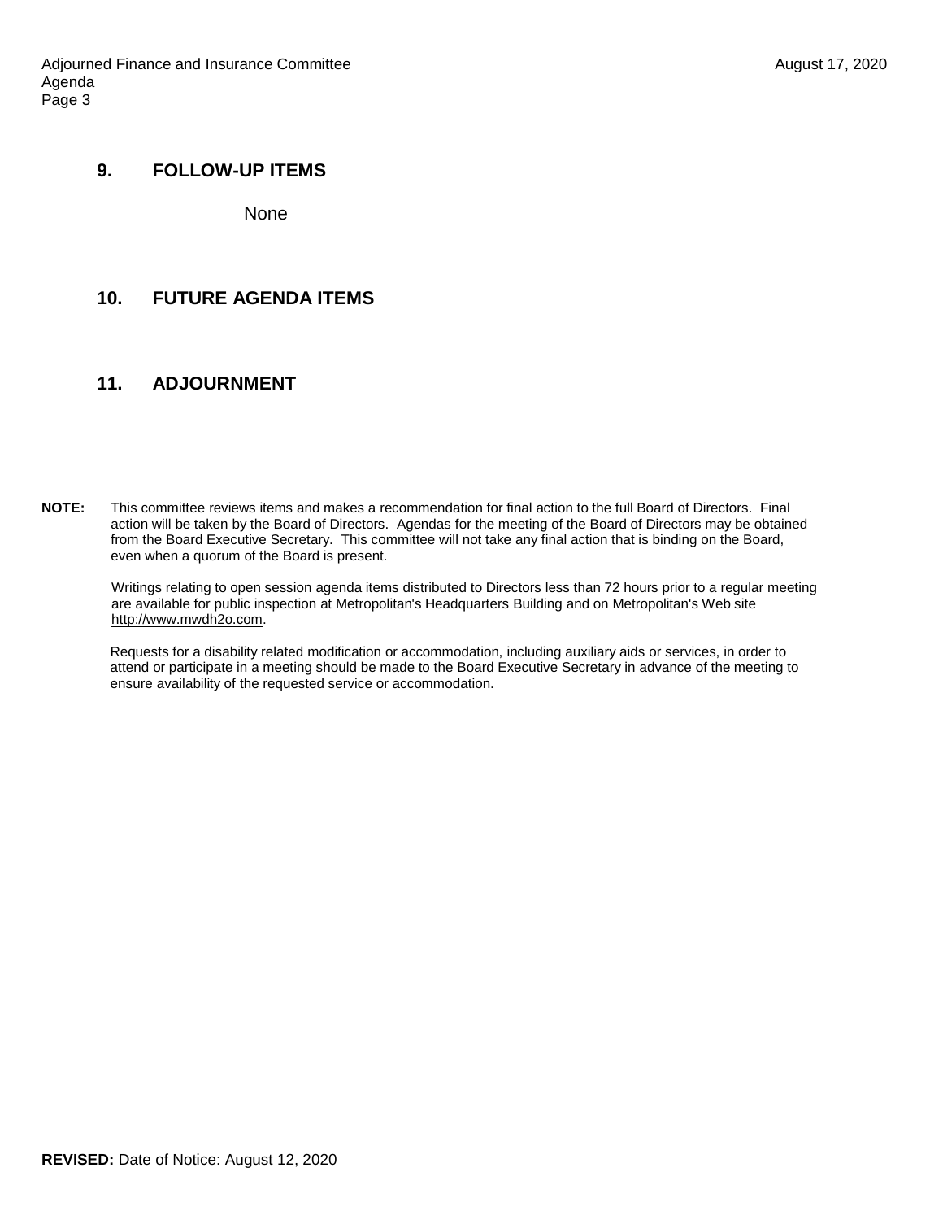## 9. FOLLOW-UP ITEMS

None

## 10. FUTURE AGENDA ITEMS

## 11. ADJOURNMENT

**NOTE:** This committee reviews items and makes a recommendation for final action to the full Board of Directors. Final action will be taken by the Board of Directors. Agendas for the meeting of the Board of Directors may be obtained from the Board Executive Secretary. This committee will not take any final action that is binding on the Board, even when a quorum of the Board is present.

Writings relating to open session agenda items distributed to Directors less than 72 hours prior to a regular meeting are available for public inspection at Metropolitan's Headquarters Building and on Metropolitan's Web site http://www.mwdh2o.com.

Requests for a disability related modification or accommodation, including auxiliary aids or services, in order to attend or participate in a meeting should be made to the Board Executive Secretary in advance of the meeting to ensure availability of the requested service or accommodation.

**REVISED:** Date of Notice: August 12, 2020